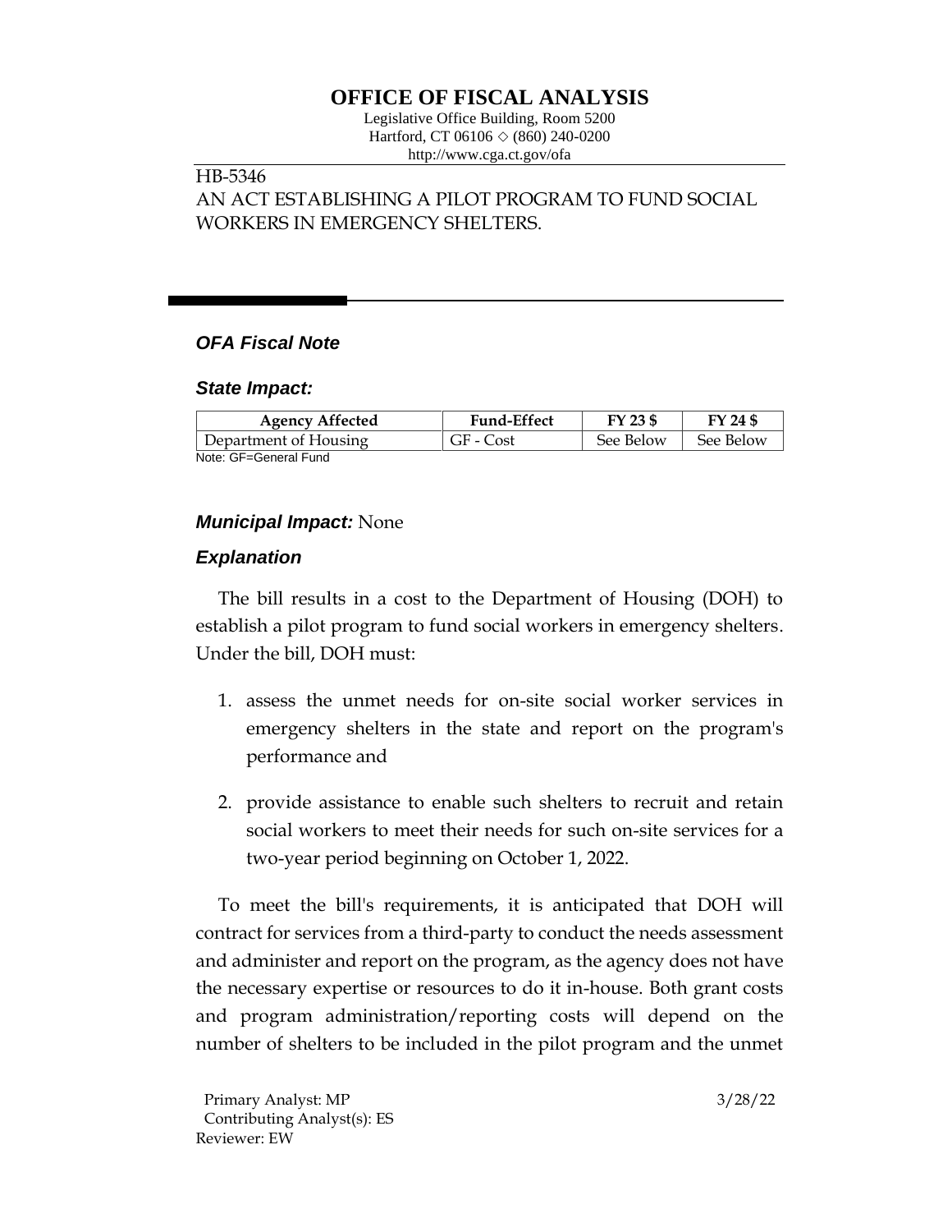# OFFICE OF FISCAL ANALYSIS

Legislative Office Building, Room 5200
Hartford, CT 06106 ◇ (860) 240-0200
http://www.cga.ct.gov/ofa

HB-5346
AN ACT ESTABLISHING A PILOT PROGRAM TO FUND SOCIAL WORKERS IN EMERGENCY SHELTERS.

### *OFA Fiscal Note*

### *State Impact:*

| Agency Affected | Fund-Effect | FY 23 $ | FY 24 $ |
|---|---|---|---|
| Department of Housing | GF - Cost | See Below | See Below |

Note: GF=General Fund

### *Municipal Impact:* None

### *Explanation*

The bill results in a cost to the Department of Housing (DOH) to establish a pilot program to fund social workers in emergency shelters. Under the bill, DOH must:

1. assess the unmet needs for on-site social worker services in emergency shelters in the state and report on the program's performance and
2. provide assistance to enable such shelters to recruit and retain social workers to meet their needs for such on-site services for a two-year period beginning on October 1, 2022.

To meet the bill's requirements, it is anticipated that DOH will contract for services from a third-party to conduct the needs assessment and administer and report on the program, as the agency does not have the necessary expertise or resources to do it in-house. Both grant costs and program administration/reporting costs will depend on the number of shelters to be included in the pilot program and the unmet

Primary Analyst: MP
Contributing Analyst(s): ES
Reviewer: EW

3/28/22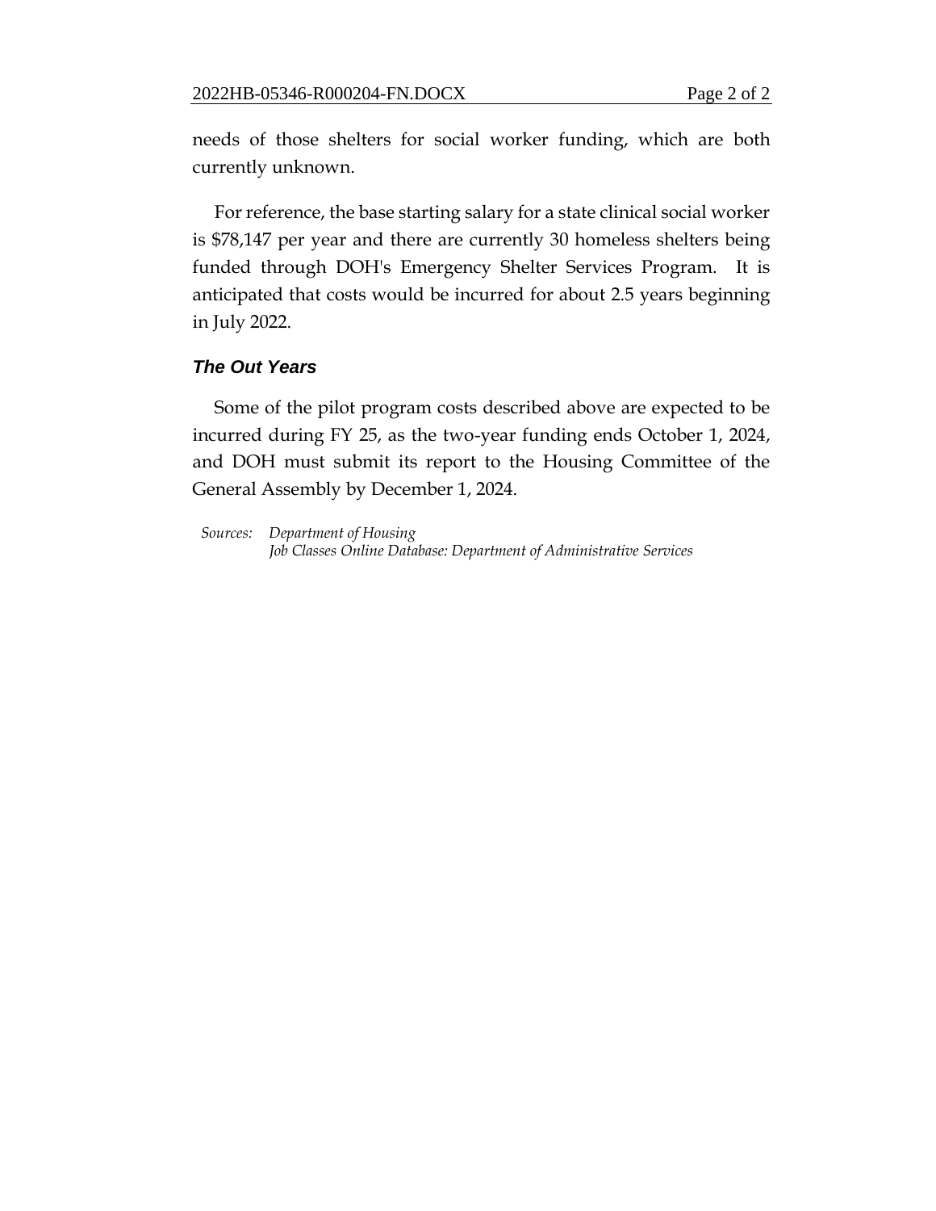needs of those shelters for social worker funding, which are both currently unknown.

For reference, the base starting salary for a state clinical social worker is $78,147 per year and there are currently 30 homeless shelters being funded through DOH's Emergency Shelter Services Program. It is anticipated that costs would be incurred for about 2.5 years beginning in July 2022.

### *The Out Years*

Some of the pilot program costs described above are expected to be incurred during FY 25, as the two-year funding ends October 1, 2024, and DOH must submit its report to the Housing Committee of the General Assembly by December 1, 2024.

*Sources: Department of Housing*
*Job Classes Online Database: Department of Administrative Services*